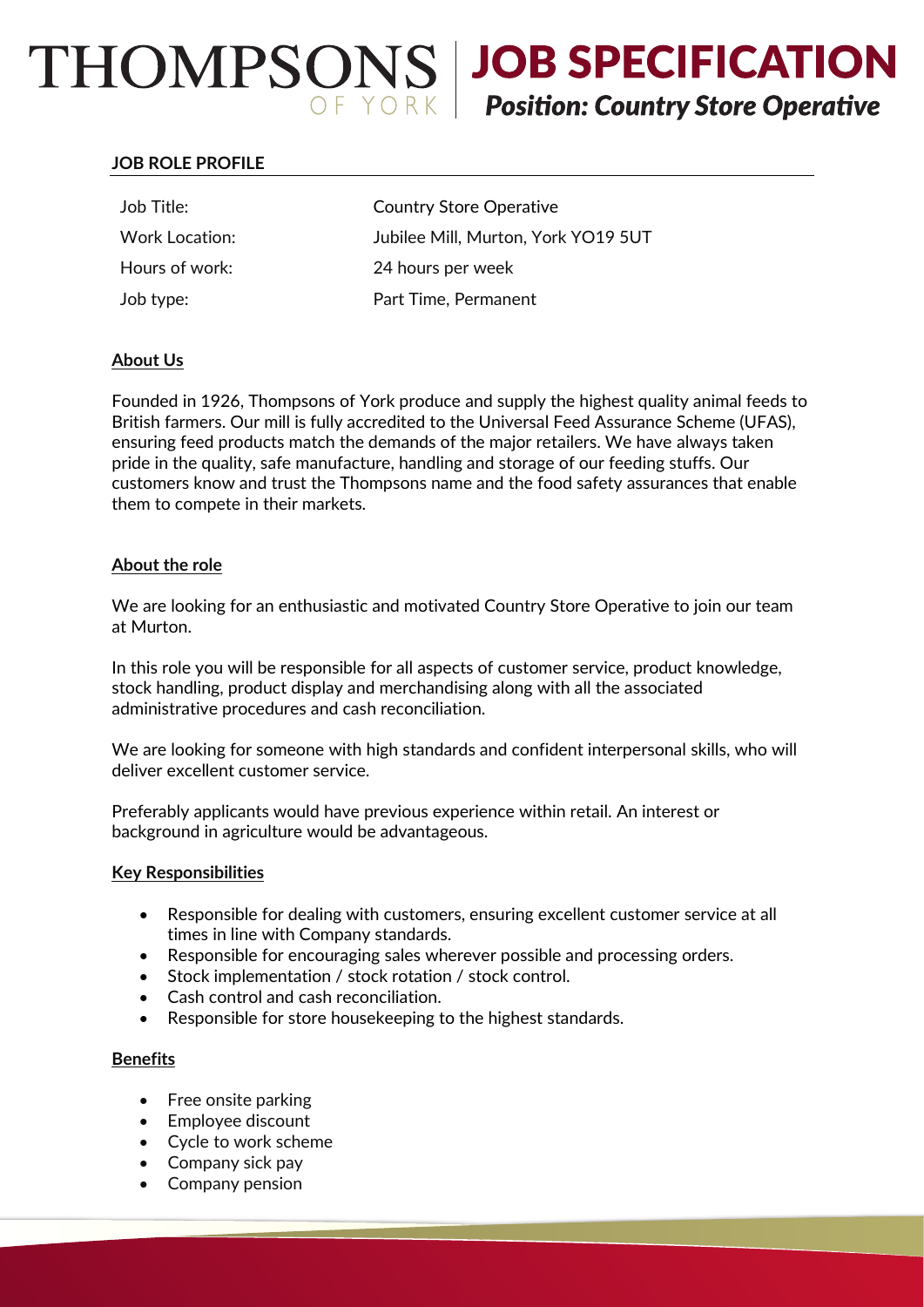# THOMPSONS OF YORK | JOB SPECIFICATION

## *Position: Country Store Operative*

**JOB ROLE PROFILE**

| | |
|---|---|
| Job Title: | Country Store Operative |
| Work Location: | Jubilee Mill, Murton, York YO19 5UT |
| Hours of work: | 24 hours per week |
| Job type: | Part Time, Permanent |

**About Us**

Founded in 1926, Thompsons of York produce and supply the highest quality animal feeds to British farmers. Our mill is fully accredited to the Universal Feed Assurance Scheme (UFAS), ensuring feed products match the demands of the major retailers. We have always taken pride in the quality, safe manufacture, handling and storage of our feeding stuffs. Our customers know and trust the Thompsons name and the food safety assurances that enable them to compete in their markets.

**About the role**

We are looking for an enthusiastic and motivated Country Store Operative to join our team at Murton.

In this role you will be responsible for all aspects of customer service, product knowledge, stock handling, product display and merchandising along with all the associated administrative procedures and cash reconciliation.

We are looking for someone with high standards and confident interpersonal skills, who will deliver excellent customer service.

Preferably applicants would have previous experience within retail. An interest or background in agriculture would be advantageous.

**Key Responsibilities**

- Responsible for dealing with customers, ensuring excellent customer service at all times in line with Company standards.
- Responsible for encouraging sales wherever possible and processing orders.
- Stock implementation / stock rotation / stock control.
- Cash control and cash reconciliation.
- Responsible for store housekeeping to the highest standards.

**Benefits**

- Free onsite parking
- Employee discount
- Cycle to work scheme
- Company sick pay
- Company pension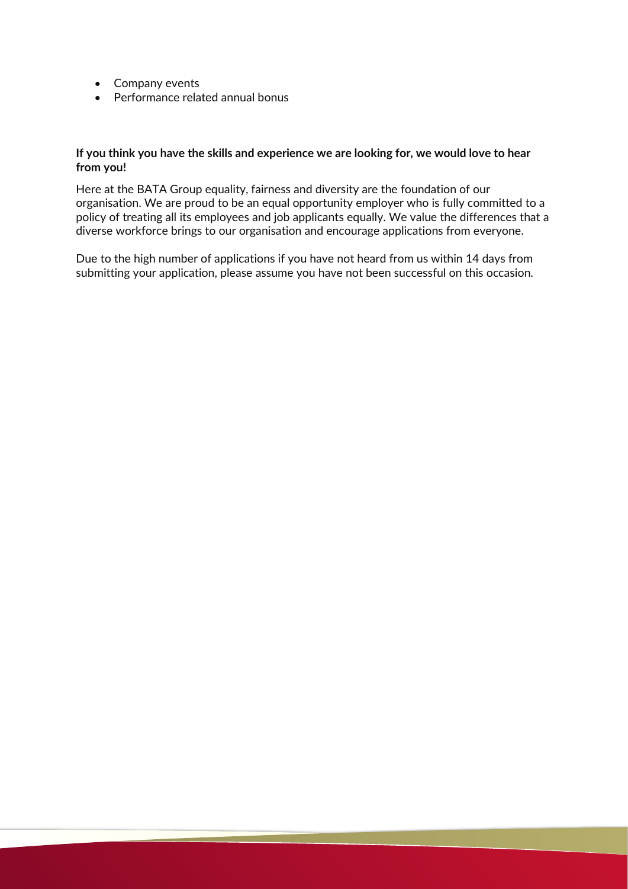- Company events
- Performance related annual bonus

**If you think you have the skills and experience we are looking for, we would love to hear from you!**

Here at the BATA Group equality, fairness and diversity are the foundation of our organisation. We are proud to be an equal opportunity employer who is fully committed to a policy of treating all its employees and job applicants equally. We value the differences that a diverse workforce brings to our organisation and encourage applications from everyone.

Due to the high number of applications if you have not heard from us within 14 days from submitting your application, please assume you have not been successful on this occasion.